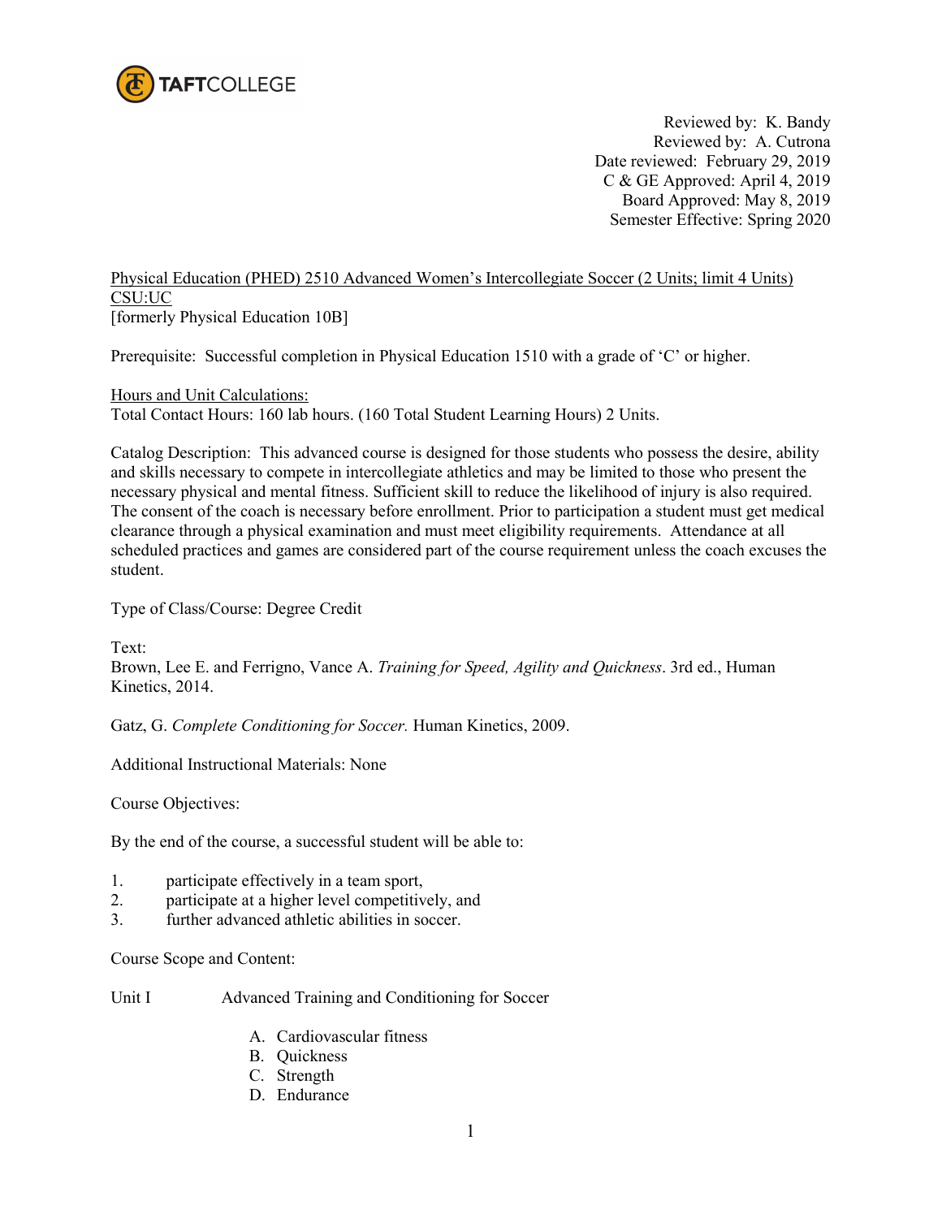TAFTCOLLEGE

Reviewed by: K. Bandy
Reviewed by: A. Cutrona
Date reviewed: February 29, 2019
C & GE Approved: April 4, 2019
Board Approved: May 8, 2019
Semester Effective: Spring 2020

Physical Education (PHED) 2510 Advanced Women's Intercollegiate Soccer (2 Units; limit 4 Units)
CSU:UC
[formerly Physical Education 10B]

Prerequisite: Successful completion in Physical Education 1510 with a grade of 'C' or higher.

Hours and Unit Calculations:
Total Contact Hours: 160 lab hours. (160 Total Student Learning Hours) 2 Units.

Catalog Description: This advanced course is designed for those students who possess the desire, ability and skills necessary to compete in intercollegiate athletics and may be limited to those who present the necessary physical and mental fitness. Sufficient skill to reduce the likelihood of injury is also required. The consent of the coach is necessary before enrollment. Prior to participation a student must get medical clearance through a physical examination and must meet eligibility requirements. Attendance at all scheduled practices and games are considered part of the course requirement unless the coach excuses the student.

Type of Class/Course: Degree Credit

Text:
Brown, Lee E. and Ferrigno, Vance A. *Training for Speed, Agility and Quickness*. 3rd ed., Human Kinetics, 2014.

Gatz, G. *Complete Conditioning for Soccer.* Human Kinetics, 2009.

Additional Instructional Materials: None

Course Objectives:

By the end of the course, a successful student will be able to:

1. participate effectively in a team sport,
2. participate at a higher level competitively, and
3. further advanced athletic abilities in soccer.

Course Scope and Content:

Unit I Advanced Training and Conditioning for Soccer

A. Cardiovascular fitness
B. Quickness
C. Strength
D. Endurance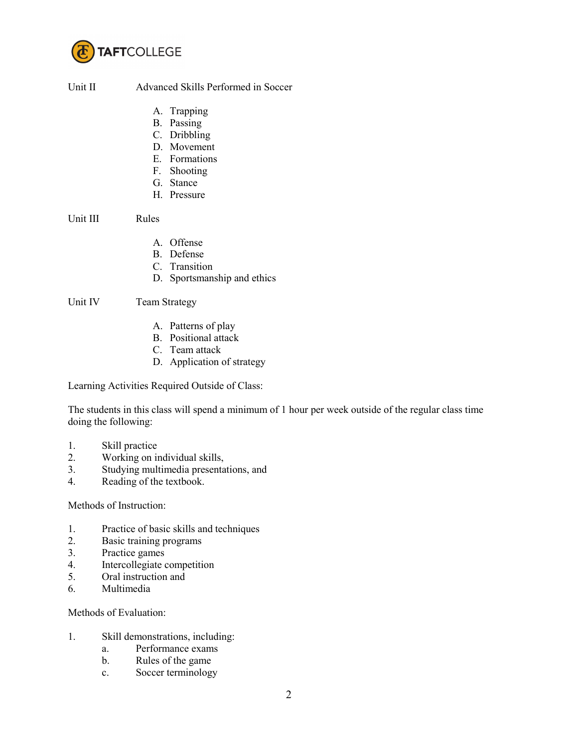Unit II Advanced Skills Performed in Soccer

A. Trapping
B. Passing
C. Dribbling
D. Movement
E. Formations
F. Shooting
G. Stance
H. Pressure

Unit III Rules

A. Offense
B. Defense
C. Transition
D. Sportsmanship and ethics

Unit IV Team Strategy

A. Patterns of play
B. Positional attack
C. Team attack
D. Application of strategy

Learning Activities Required Outside of Class:

The students in this class will spend a minimum of 1 hour per week outside of the regular class time doing the following:

1. Skill practice
2. Working on individual skills,
3. Studying multimedia presentations, and
4. Reading of the textbook.

Methods of Instruction:

1. Practice of basic skills and techniques
2. Basic training programs
3. Practice games
4. Intercollegiate competition
5. Oral instruction and
6. Multimedia

Methods of Evaluation:

1. Skill demonstrations, including:
   a. Performance exams
   b. Rules of the game
   c. Soccer terminology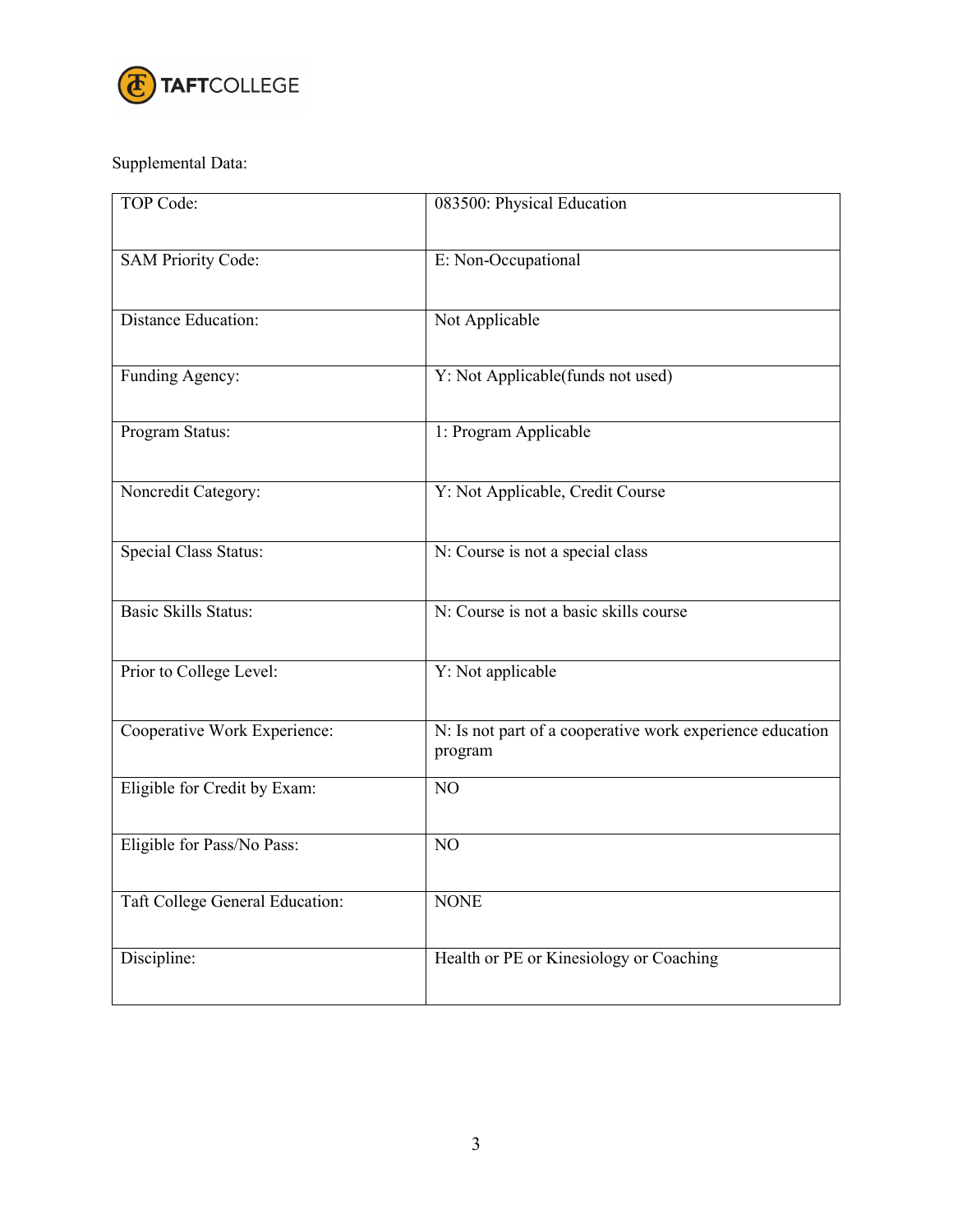Supplemental Data:

| | |
|---|---|
| TOP Code: | 083500: Physical Education |
| SAM Priority Code: | E: Non-Occupational |
| Distance Education: | Not Applicable |
| Funding Agency: | Y: Not Applicable(funds not used) |
| Program Status: | 1: Program Applicable |
| Noncredit Category: | Y: Not Applicable, Credit Course |
| Special Class Status: | N: Course is not a special class |
| Basic Skills Status: | N: Course is not a basic skills course |
| Prior to College Level: | Y: Not applicable |
| Cooperative Work Experience: | N: Is not part of a cooperative work experience education program |
| Eligible for Credit by Exam: | NO |
| Eligible for Pass/No Pass: | NO |
| Taft College General Education: | NONE |
| Discipline: | Health or PE or Kinesiology or Coaching |